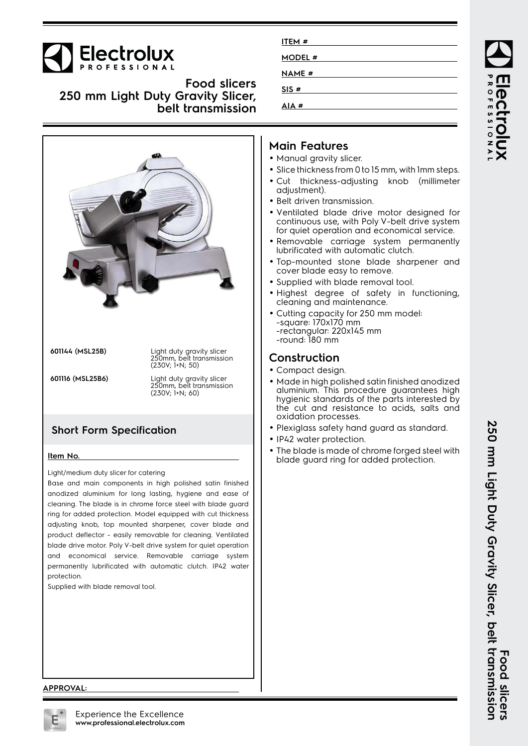# Food slicers
## 250 mm Light Duty Gravity Slicer, belt transmission

ITEM #

MODEL #

NAME #

SIS #

AIA #

| | |
|---|---|
| 601144 (MSL25B) | Light duty gravity slicer 250mm, belt transmission (230V; 1+N; 50) |
| 601116 (MSL25B6) | Light duty gravity slicer 250mm, belt transmission (230V; 1+N; 60) |

## Short Form Specification

**Item No.**

Light/medium duty slicer for catering

Base and main components in high polished satin finished anodized aluminium for long lasting, hygiene and ease of cleaning. The blade is in chrome force steel with blade guard ring for added protection. Model equipped with cut thickness adjusting knob, top mounted sharpener, cover blade and product deflector - easily removable for cleaning. Ventilated blade drive motor. Poly V-belt drive system for quiet operation and economical service. Removable carriage system permanently lubrificated with automatic clutch. IP42 water protection.

Supplied with blade removal tool.

## Main Features

- Manual gravity slicer.
- Slice thickness from 0 to 15 mm, with 1mm steps.
- Cut thickness-adjusting knob (millimeter adjustment).
- Belt driven transmission.
- Ventilated blade drive motor designed for continuous use, with Poly V-belt drive system for quiet operation and economical service.
- Removable carriage system permanently lubrificated with automatic clutch.
- Top-mounted stone blade sharpener and cover blade easy to remove.
- Supplied with blade removal tool.
- Highest degree of safety in functioning, cleaning and maintenance.
- Cutting capacity for 250 mm model:
  -square: 170x170 mm
  -rectangular: 220x145 mm
  -round: 180 mm

## Construction

- Compact design.
- Made in high polished satin finished anodized aluminium. This procedure guarantees high hygienic standards of the parts interested by the cut and resistance to acids, salts and oxidation processes.
- Plexiglass safety hand guard as standard.
- IP42 water protection.
- The blade is made of chrome forged steel with blade guard ring for added protection.

**APPROVAL:**

Experience the Excellence
**www.professional.electrolux.com**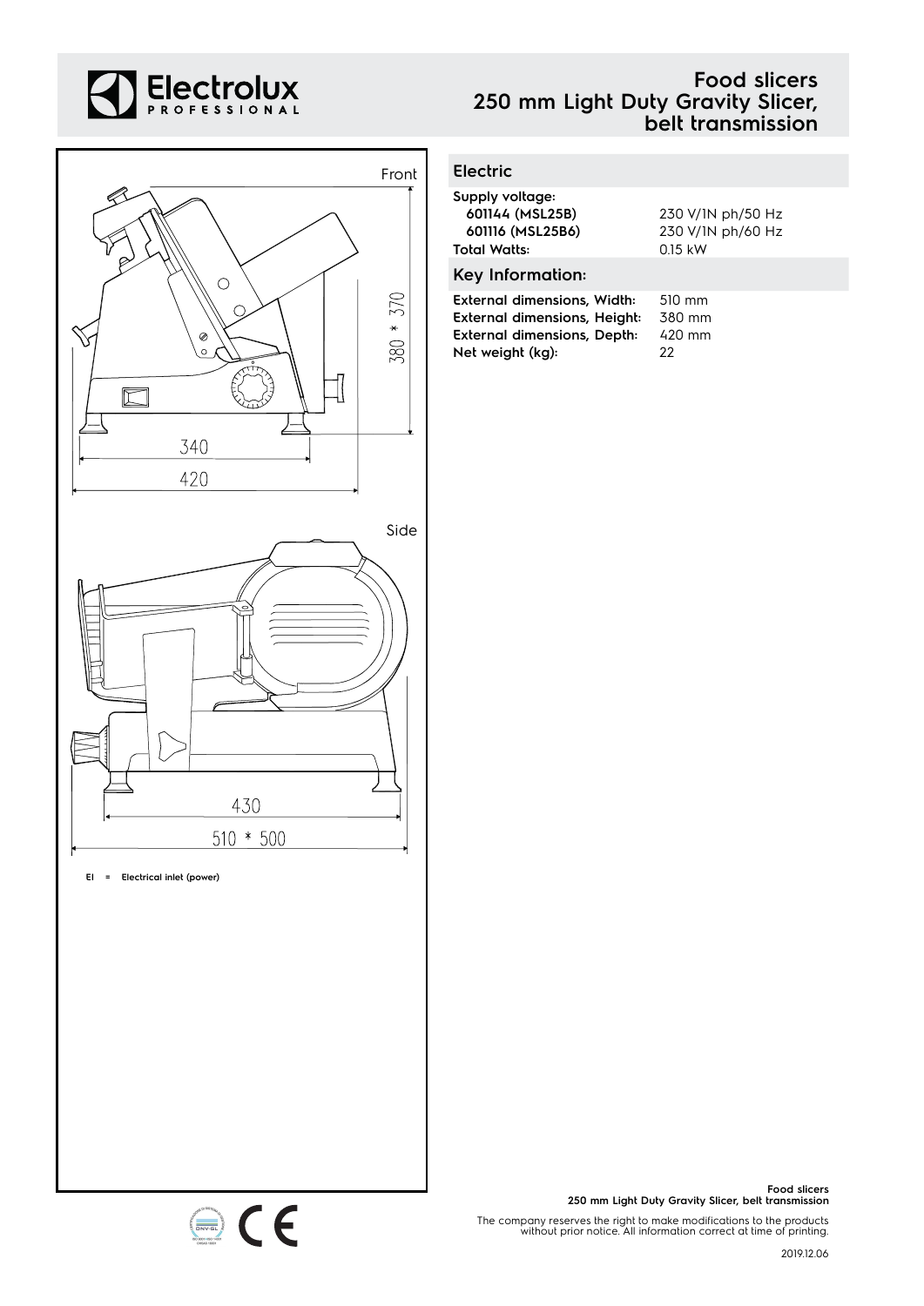# Food slicers
# 250 mm Light Duty Gravity Slicer, belt transmission

Front

380 * 370

340

420

Side

430

510 * 500

EI = Electrical inlet (power)

## Electric

| | |
|---|---|
| **Supply voltage:** | |
| **601144 (MSL25B)** | 230 V/1N ph/50 Hz |
| **601116 (MSL25B6)** | 230 V/1N ph/60 Hz |
| **Total Watts:** | 0.15 kW |

## Key Information:

| | |
|---|---|
| **External dimensions, Width:** | 510 mm |
| **External dimensions, Height:** | 380 mm |
| **External dimensions, Depth:** | 420 mm |
| **Net weight (kg):** | 22 |

The company reserves the right to make modifications to the products without prior notice. All information correct at time of printing.

2019.12.06